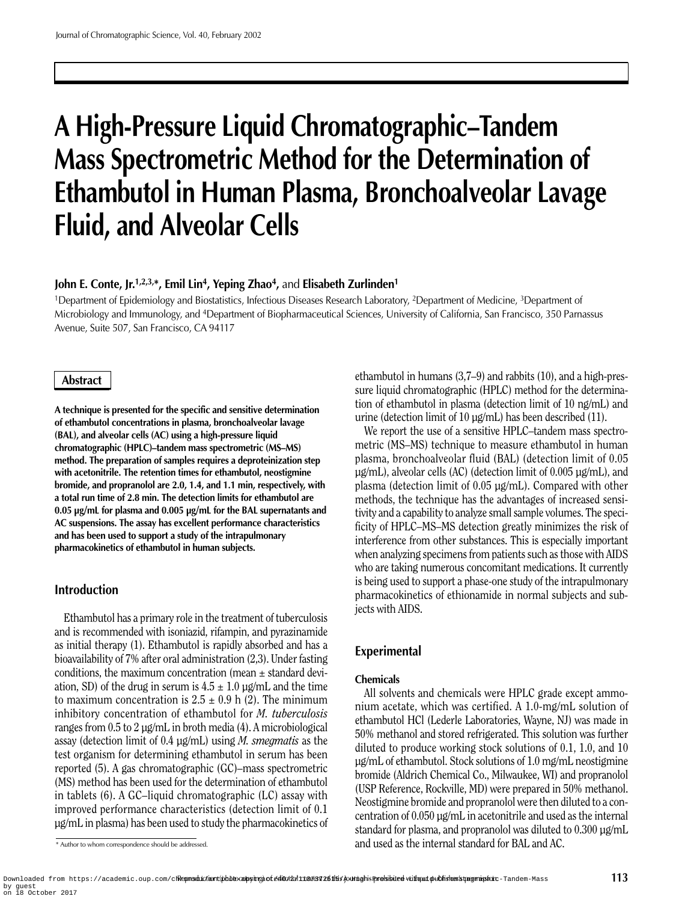# A High-Pressure Liquid Chromatographic–Tandem Mass Spectrometric Method for the Determination of Ethambutol in Human Plasma, Bronchoalveolar Lavage Fluid, and Alveolar Cells

**John E. Conte, Jr.[1,2,3,*], Emil Lin[4], Yeping Zhao[4],** and **Elisabeth Zurlinden[1]**

[1]Department of Epidemiology and Biostatistics, Infectious Diseases Research Laboratory, [2]Department of Medicine, [3]Department of Microbiology and Immunology, and [4]Department of Biopharmaceutical Sciences, University of California, San Francisco, 350 Parnassus Avenue, Suite 507, San Francisco, CA 94117

## Abstract

**A technique is presented for the specific and sensitive determination of ethambutol concentrations in plasma, bronchoalveolar lavage (BAL), and alveolar cells (AC) using a high-pressure liquid chromatographic (HPLC)–tandem mass spectrometric (MS–MS) method. The preparation of samples requires a deproteinization step with acetonitrile. The retention times for ethambutol, neostigmine bromide, and propranolol are 2.0, 1.4, and 1.1 min, respectively, with a total run time of 2.8 min. The detection limits for ethambutol are 0.05 µg/mL for plasma and 0.005 µg/mL for the BAL supernatants and AC suspensions. The assay has excellent performance characteristics and has been used to support a study of the intrapulmonary pharmacokinetics of ethambutol in human subjects.**

## Introduction

Ethambutol has a primary role in the treatment of tuberculosis and is recommended with isoniazid, rifampin, and pyrazinamide as initial therapy (1). Ethambutol is rapidly absorbed and has a bioavailability of 7% after oral administration (2,3). Under fasting conditions, the maximum concentration (mean ± standard deviation, SD) of the drug in serum is 4.5 ± 1.0 µg/mL and the time to maximum concentration is 2.5 ± 0.9 h (2). The minimum inhibitory concentration of ethambutol for *M. tuberculosis* ranges from 0.5 to 2 µg/mL in broth media (4). A microbiological assay (detection limit of 0.4 µg/mL) using *M. smegmatis* as the test organism for determining ethambutol in serum has been reported (5). A gas chromatographic (GC)–mass spectrometric (MS) method has been used for the determination of ethambutol in tablets (6). A GC–liquid chromatographic (LC) assay with improved performance characteristics (detection limit of 0.1 µg/mL in plasma) has been used to study the pharmacokinetics of ethambutol in humans (3,7–9) and rabbits (10), and a high-pressure liquid chromatographic (HPLC) method for the determination of ethambutol in plasma (detection limit of 10 ng/mL) and urine (detection limit of 10 µg/mL) has been described (11).

We report the use of a sensitive HPLC–tandem mass spectrometric (MS–MS) technique to measure ethambutol in human plasma, bronchoalveolar fluid (BAL) (detection limit of 0.05 µg/mL), alveolar cells (AC) (detection limit of 0.005 µg/mL), and plasma (detection limit of 0.05 µg/mL). Compared with other methods, the technique has the advantages of increased sensitivity and a capability to analyze small sample volumes. The specificity of HPLC–MS–MS detection greatly minimizes the risk of interference from other substances. This is especially important when analyzing specimens from patients such as those with AIDS who are taking numerous concomitant medications. It currently is being used to support a phase-one study of the intrapulmonary pharmacokinetics of ethionamide in normal subjects and subjects with AIDS.

## Experimental

### Chemicals

All solvents and chemicals were HPLC grade except ammonium acetate, which was certified. A 1.0-mg/mL solution of ethambutol HCl (Lederle Laboratories, Wayne, NJ) was made in 50% methanol and stored refrigerated. This solution was further diluted to produce working stock solutions of 0.1, 1.0, and 10 µg/mL of ethambutol. Stock solutions of 1.0 mg/mL neostigmine bromide (Aldrich Chemical Co., Milwaukee, WI) and propranolol (USP Reference, Rockville, MD) were prepared in 50% methanol. Neostigmine bromide and propranolol were then diluted to a concentration of 0.050 µg/mL in acetonitrile and used as the internal standard for plasma, and propranolol was diluted to 0.300 µg/mL and used as the internal standard for BAL and AC.

* Author to whom correspondence should be addressed.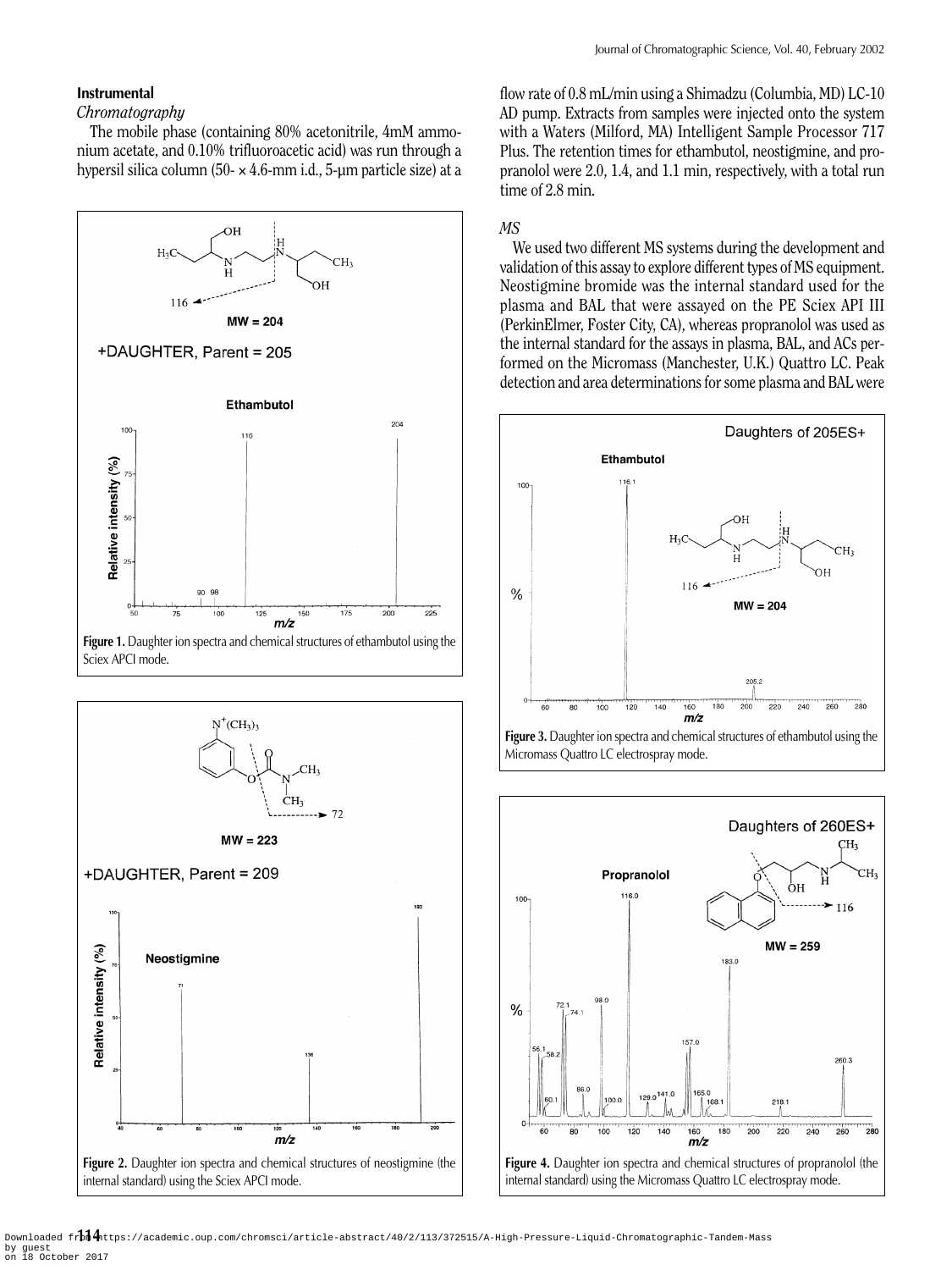### Instrumental

*Chromatography*

The mobile phase (containing 80% acetonitrile, 4mM ammonium acetate, and 0.10% trifluoroacetic acid) was run through a hypersil silica column (50- × 4.6-mm i.d., 5-µm particle size) at a flow rate of 0.8 mL/min using a Shimadzu (Columbia, MD) LC-10 AD pump. Extracts from samples were injected onto the system with a Waters (Milford, MA) Intelligent Sample Processor 717 Plus. The retention times for ethambutol, neostigmine, and propranolol were 2.0, 1.4, and 1.1 min, respectively, with a total run time of 2.8 min.

*MS*

We used two different MS systems during the development and validation of this assay to explore different types of MS equipment. Neostigmine bromide was the internal standard used for the plasma and BAL that were assayed on the PE Sciex API III (PerkinElmer, Foster City, CA), whereas propranolol was used as the internal standard for the assays in plasma, BAL, and ACs performed on the Micromass (Manchester, U.K.) Quattro LC. Peak detection and area determinations for some plasma and BAL were

**Figure 1.** Daughter ion spectra and chemical structures of ethambutol using the Sciex APCI mode.

**Figure 2.** Daughter ion spectra and chemical structures of neostigmine (the internal standard) using the Sciex APCI mode.

**Figure 3.** Daughter ion spectra and chemical structures of ethambutol using the Micromass Quattro LC electrospray mode.

**Figure 4.** Daughter ion spectra and chemical structures of propranolol (the internal standard) using the Micromass Quattro LC electrospray mode.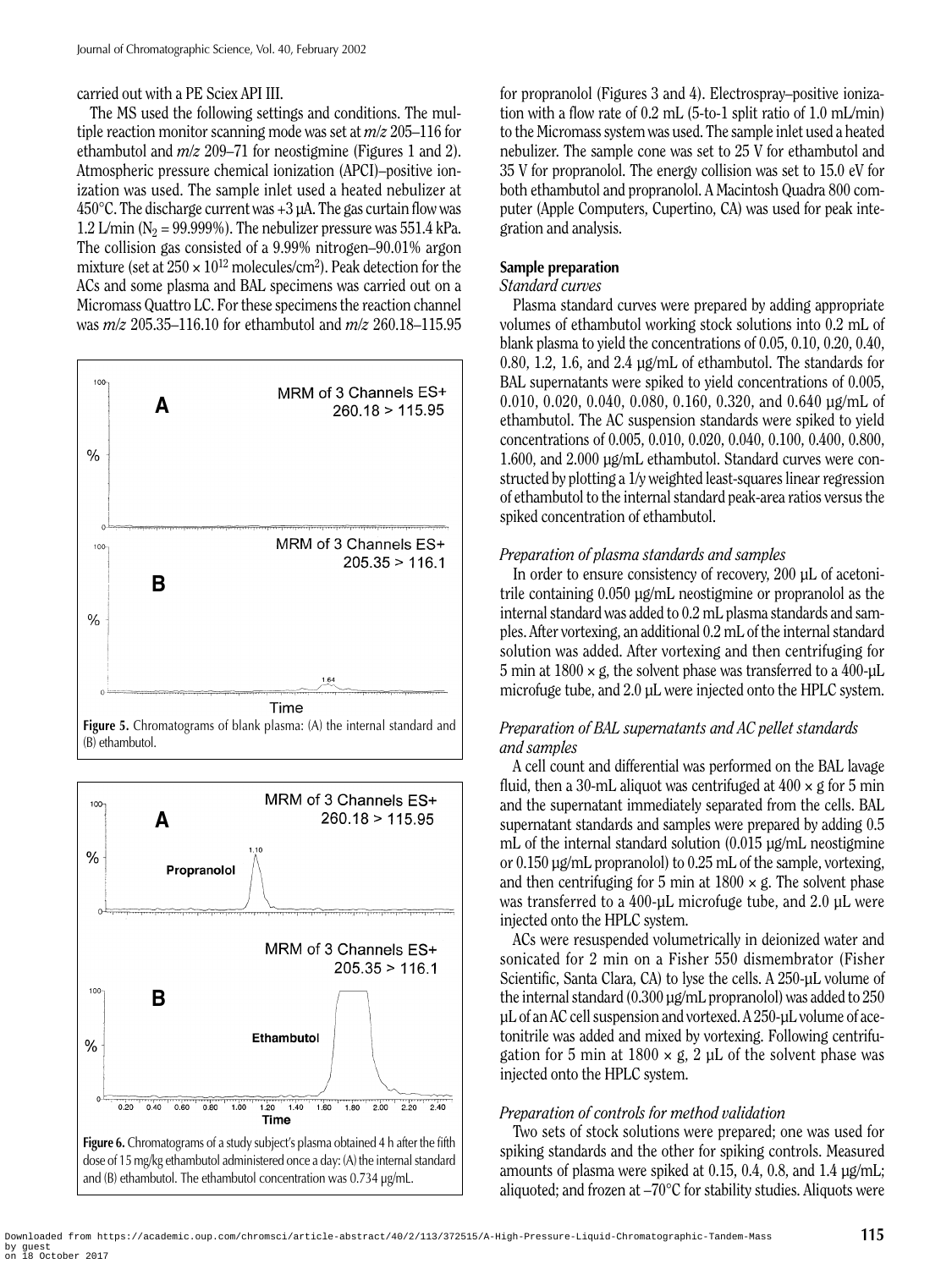carried out with a PE Sciex API III.

The MS used the following settings and conditions. The multiple reaction monitor scanning mode was set at *m/z* 205–116 for ethambutol and *m/z* 209–71 for neostigmine (Figures 1 and 2). Atmospheric pressure chemical ionization (APCI)–positive ionization was used. The sample inlet used a heated nebulizer at 450°C. The discharge current was +3 µA. The gas curtain flow was 1.2 L/min ($N_2$ = 99.999%). The nebulizer pressure was 551.4 kPa. The collision gas consisted of a 9.99% nitrogen–90.01% argon mixture (set at $250 \times 10^{12}$ molecules/cm$^2$). Peak detection for the ACs and some plasma and BAL specimens was carried out on a Micromass Quattro LC. For these specimens the reaction channel was *m/z* 205.35–116.10 for ethambutol and *m/z* 260.18–115.95 for propranolol (Figures 3 and 4). Electrospray–positive ionization with a flow rate of 0.2 mL (5-to-1 split ratio of 1.0 mL/min) to the Micromass system was used. The sample inlet used a heated nebulizer. The sample cone was set to 25 V for ethambutol and 35 V for propranolol. The energy collision was set to 15.0 eV for both ethambutol and propranolol. A Macintosh Quadra 800 computer (Apple Computers, Cupertino, CA) was used for peak integration and analysis.

**Figure 5.** Chromatograms of blank plasma: (A) the internal standard and (B) ethambutol.

**Figure 6.** Chromatograms of a study subject's plasma obtained 4 h after the fifth dose of 15 mg/kg ethambutol administered once a day: (A) the internal standard and (B) ethambutol. The ethambutol concentration was 0.734 µg/mL.

## Sample preparation

### *Standard curves*

Plasma standard curves were prepared by adding appropriate volumes of ethambutol working stock solutions into 0.2 mL of blank plasma to yield the concentrations of 0.05, 0.10, 0.20, 0.40, 0.80, 1.2, 1.6, and 2.4 µg/mL of ethambutol. The standards for BAL supernatants were spiked to yield concentrations of 0.005, 0.010, 0.020, 0.040, 0.080, 0.160, 0.320, and 0.640 µg/mL of ethambutol. The AC suspension standards were spiked to yield concentrations of 0.005, 0.010, 0.020, 0.040, 0.100, 0.400, 0.800, 1.600, and 2.000 µg/mL ethambutol. Standard curves were constructed by plotting a 1/*y* weighted least-squares linear regression of ethambutol to the internal standard peak-area ratios versus the spiked concentration of ethambutol.

### *Preparation of plasma standards and samples*

In order to ensure consistency of recovery, 200 µL of acetonitrile containing 0.050 µg/mL neostigmine or propranolol as the internal standard was added to 0.2 mL plasma standards and samples. After vortexing, an additional 0.2 mL of the internal standard solution was added. After vortexing and then centrifuging for 5 min at 1800 × g, the solvent phase was transferred to a 400-µL microfuge tube, and 2.0 µL were injected onto the HPLC system.

### *Preparation of BAL supernatants and AC pellet standards and samples*

A cell count and differential was performed on the BAL lavage fluid, then a 30-mL aliquot was centrifuged at 400 × g for 5 min and the supernatant immediately separated from the cells. BAL supernatant standards and samples were prepared by adding 0.5 mL of the internal standard solution (0.015 µg/mL neostigmine or 0.150 µg/mL propranolol) to 0.25 mL of the sample, vortexing, and then centrifuging for 5 min at 1800 × g. The solvent phase was transferred to a 400-µL microfuge tube, and 2.0 µL were injected onto the HPLC system.

ACs were resuspended volumetrically in deionized water and sonicated for 2 min on a Fisher 550 dismembrator (Fisher Scientific, Santa Clara, CA) to lyse the cells. A 250-µL volume of the internal standard (0.300 µg/mL propranolol) was added to 250 µL of an AC cell suspension and vortexed. A 250-µL volume of acetonitrile was added and mixed by vortexing. Following centrifugation for 5 min at 1800 × g, 2 µL of the solvent phase was injected onto the HPLC system.

### *Preparation of controls for method validation*

Two sets of stock solutions were prepared; one was used for spiking standards and the other for spiking controls. Measured amounts of plasma were spiked at 0.15, 0.4, 0.8, and 1.4 µg/mL; aliquoted; and frozen at –70°C for stability studies. Aliquots were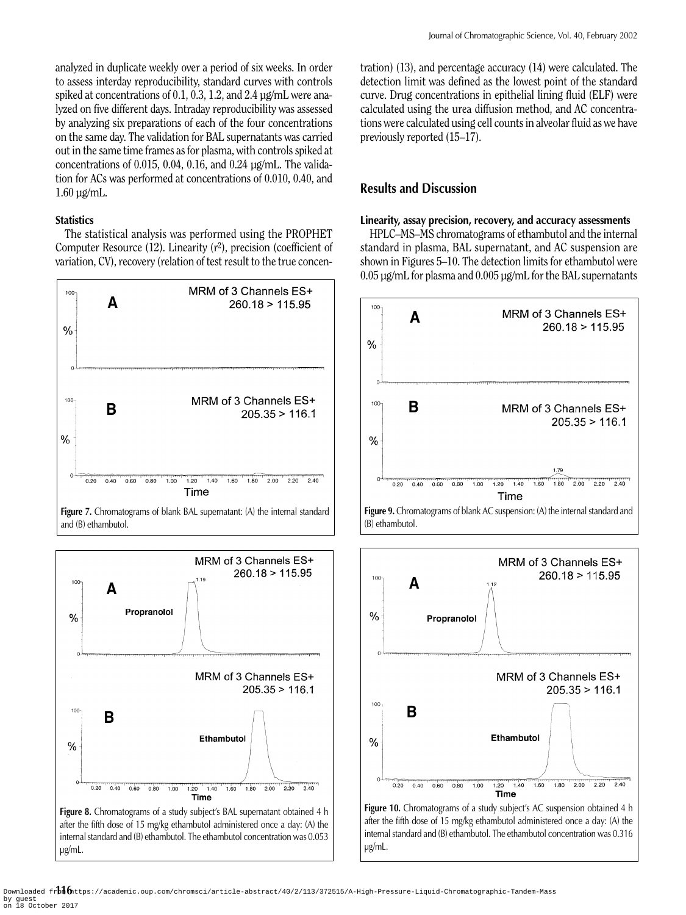analyzed in duplicate weekly over a period of six weeks. In order to assess interday reproducibility, standard curves with controls spiked at concentrations of 0.1, 0.3, 1.2, and 2.4 µg/mL were analyzed on five different days. Intraday reproducibility was assessed by analyzing six preparations of each of the four concentrations on the same day. The validation for BAL supernatants was carried out in the same time frames as for plasma, with controls spiked at concentrations of 0.015, 0.04, 0.16, and 0.24 µg/mL. The validation for ACs was performed at concentrations of 0.010, 0.40, and 1.60 µg/mL.

#### Statistics

The statistical analysis was performed using the PROPHET Computer Resource (12). Linearity ($r^2$), precision (coefficient of variation, CV), recovery (relation of test result to the true concentration) (13), and percentage accuracy (14) were calculated. The detection limit was defined as the lowest point of the standard curve. Drug concentrations in epithelial lining fluid (ELF) were calculated using the urea diffusion method, and AC concentrations were calculated using cell counts in alveolar fluid as we have previously reported (15–17).

**Figure 7.** Chromatograms of blank BAL supernatant: (A) the internal standard and (B) ethambutol.

**Figure 8.** Chromatograms of a study subject's BAL supernatant obtained 4 h after the fifth dose of 15 mg/kg ethambutol administered once a day: (A) the internal standard and (B) ethambutol. The ethambutol concentration was 0.053 µg/mL.

## Results and Discussion

#### Linearity, assay precision, recovery, and accuracy assessments

HPLC–MS–MS chromatograms of ethambutol and the internal standard in plasma, BAL supernatant, and AC suspension are shown in Figures 5–10. The detection limits for ethambutol were 0.05 µg/mL for plasma and 0.005 µg/mL for the BAL supernatants

**Figure 9.** Chromatograms of blank AC suspension: (A) the internal standard and (B) ethambutol.

**Figure 10.** Chromatograms of a study subject's AC suspension obtained 4 h after the fifth dose of 15 mg/kg ethambutol administered once a day: (A) the internal standard and (B) ethambutol. The ethambutol concentration was 0.316 µg/mL.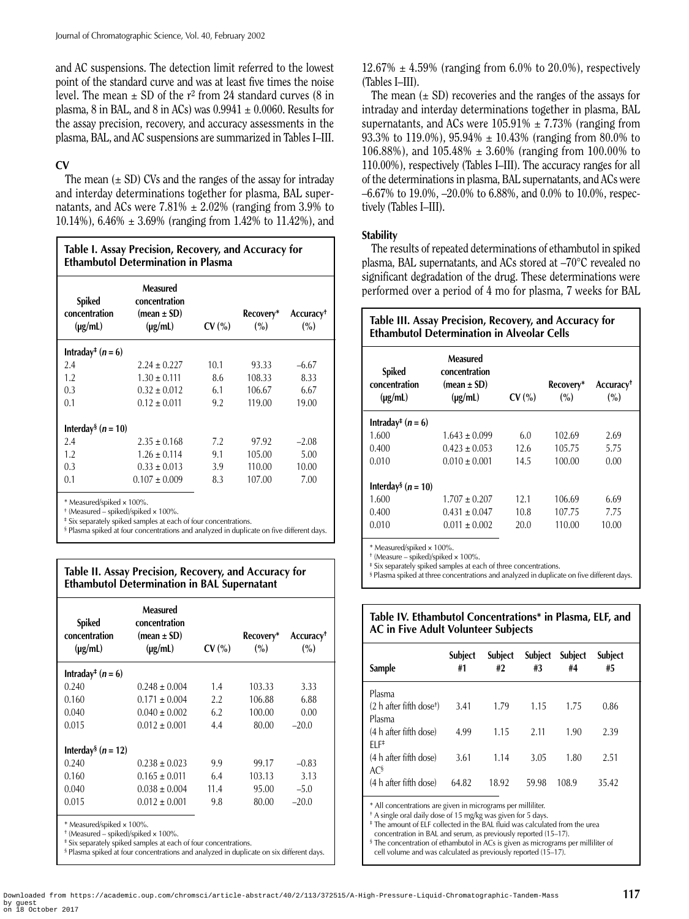and AC suspensions. The detection limit referred to the lowest point of the standard curve and was at least five times the noise level. The mean ± SD of the $r^2$ from 24 standard curves (8 in plasma, 8 in BAL, and 8 in ACs) was 0.9941 ± 0.0060. Results for the assay precision, recovery, and accuracy assessments in the plasma, BAL, and AC suspensions are summarized in Tables I–III.

### CV

The mean (± SD) CVs and the ranges of the assay for intraday and interday determinations together for plasma, BAL supernatants, and ACs were 7.81% ± 2.02% (ranging from 3.9% to 10.14%), 6.46% ± 3.69% (ranging from 1.42% to 11.42%), and 12.67% ± 4.59% (ranging from 6.0% to 20.0%), respectively (Tables I–III).

The mean (± SD) recoveries and the ranges of the assays for intraday and interday determinations together in plasma, BAL supernatants, and ACs were 105.91% ± 7.73% (ranging from 93.3% to 119.0%), 95.94% ± 10.43% (ranging from 80.0% to 106.88%), and 105.48% ± 3.60% (ranging from 100.00% to 110.00%), respectively (Tables I–III). The accuracy ranges for all of the determinations in plasma, BAL supernatants, and ACs were –6.67% to 19.0%, –20.0% to 6.88%, and 0.0% to 10.0%, respectively (Tables I–III).

**Table I. Assay Precision, Recovery, and Accuracy for Ethambutol Determination in Plasma**

| Spiked concentration (μg/mL) | Measured concentration (mean ± SD) (μg/mL) | CV (%) | Recovery* (%) | Accuracy† (%) |
|---|---|---|---|---|
| **Intraday‡ (n = 6)** | | | | |
| 2.4 | 2.24 ± 0.227 | 10.1 | 93.33 | –6.67 |
| 1.2 | 1.30 ± 0.111 | 8.6 | 108.33 | 8.33 |
| 0.3 | 0.32 ± 0.012 | 6.1 | 106.67 | 6.67 |
| 0.1 | 0.12 ± 0.011 | 9.2 | 119.00 | 19.00 |
| **Interday§ (n = 10)** | | | | |
| 2.4 | 2.35 ± 0.168 | 7.2 | 97.92 | –2.08 |
| 1.2 | 1.26 ± 0.114 | 9.1 | 105.00 | 5.00 |
| 0.3 | 0.33 ± 0.013 | 3.9 | 110.00 | 10.00 |
| 0.1 | 0.107 ± 0.009 | 8.3 | 107.00 | 7.00 |

\* Measured/spiked × 100%.
† (Measured – spiked)/spiked × 100%.
‡ Six separately spiked samples at each of four concentrations.
§ Plasma spiked at four concentrations and analyzed in duplicate on five different days.

**Table II. Assay Precision, Recovery, and Accuracy for Ethambutol Determination in BAL Supernatant**

| Spiked concentration (μg/mL) | Measured concentration (mean ± SD) (μg/mL) | CV (%) | Recovery* (%) | Accuracy† (%) |
|---|---|---|---|---|
| **Intraday‡ (n = 6)** | | | | |
| 0.240 | 0.248 ± 0.004 | 1.4 | 103.33 | 3.33 |
| 0.160 | 0.171 ± 0.004 | 2.2 | 106.88 | 6.88 |
| 0.040 | 0.040 ± 0.002 | 6.2 | 100.00 | 0.00 |
| 0.015 | 0.012 ± 0.001 | 4.4 | 80.00 | –20.0 |
| **Interday§ (n = 12)** | | | | |
| 0.240 | 0.238 ± 0.023 | 9.9 | 99.17 | –0.83 |
| 0.160 | 0.165 ± 0.011 | 6.4 | 103.13 | 3.13 |
| 0.040 | 0.038 ± 0.004 | 11.4 | 95.00 | –5.0 |
| 0.015 | 0.012 ± 0.001 | 9.8 | 80.00 | –20.0 |

\* Measured/spiked × 100%.
† (Measured – spiked)/spiked × 100%.
‡ Six separately spiked samples at each of four concentrations.
§ Plasma spiked at four concentrations and analyzed in duplicate on six different days.

### Stability

The results of repeated determinations of ethambutol in spiked plasma, BAL supernatants, and ACs stored at –70°C revealed no significant degradation of the drug. These determinations were performed over a period of 4 mo for plasma, 7 weeks for BAL

**Table III. Assay Precision, Recovery, and Accuracy for Ethambutol Determination in Alveolar Cells**

| Spiked concentration (μg/mL) | Measured concentration (mean ± SD) (μg/mL) | CV (%) | Recovery* (%) | Accuracy† (%) |
|---|---|---|---|---|
| **Intraday‡ (n = 6)** | | | | |
| 1.600 | 1.643 ± 0.099 | 6.0 | 102.69 | 2.69 |
| 0.400 | 0.423 ± 0.053 | 12.6 | 105.75 | 5.75 |
| 0.010 | 0.010 ± 0.001 | 14.5 | 100.00 | 0.00 |
| **Interday§ (n = 10)** | | | | |
| 1.600 | 1.707 ± 0.207 | 12.1 | 106.69 | 6.69 |
| 0.400 | 0.431 ± 0.047 | 10.8 | 107.75 | 7.75 |
| 0.010 | 0.011 ± 0.002 | 20.0 | 110.00 | 10.00 |

\* Measured/spiked × 100%.
† (Measure – spiked)/spiked × 100%.
‡ Six separately spiked samples at each of three concentrations.
§ Plasma spiked at three concentrations and analyzed in duplicate on five different days.

**Table IV. Ethambutol Concentrations* in Plasma, ELF, and AC in Five Adult Volunteer Subjects**

| Sample | Subject #1 | Subject #2 | Subject #3 | Subject #4 | Subject #5 |
|---|---|---|---|---|---|
| Plasma (2 h after fifth dose†) | 3.41 | 1.79 | 1.15 | 1.75 | 0.86 |
| Plasma (4 h after fifth dose) | 4.99 | 1.15 | 2.11 | 1.90 | 2.39 |
| ELF‡ (4 h after fifth dose) | 3.61 | 1.14 | 3.05 | 1.80 | 2.51 |
| AC§ (4 h after fifth dose) | 64.82 | 18.92 | 59.98 | 108.9 | 35.42 |

\* All concentrations are given in micrograms per milliliter.
† A single oral daily dose of 15 mg/kg was given for 5 days.
‡ The amount of ELF collected in the BAL fluid was calculated from the urea concentration in BAL and serum, as previously reported (15–17).
§ The concentration of ethambutol in ACs is given as micrograms per milliliter of cell volume and was calculated as previously reported (15–17).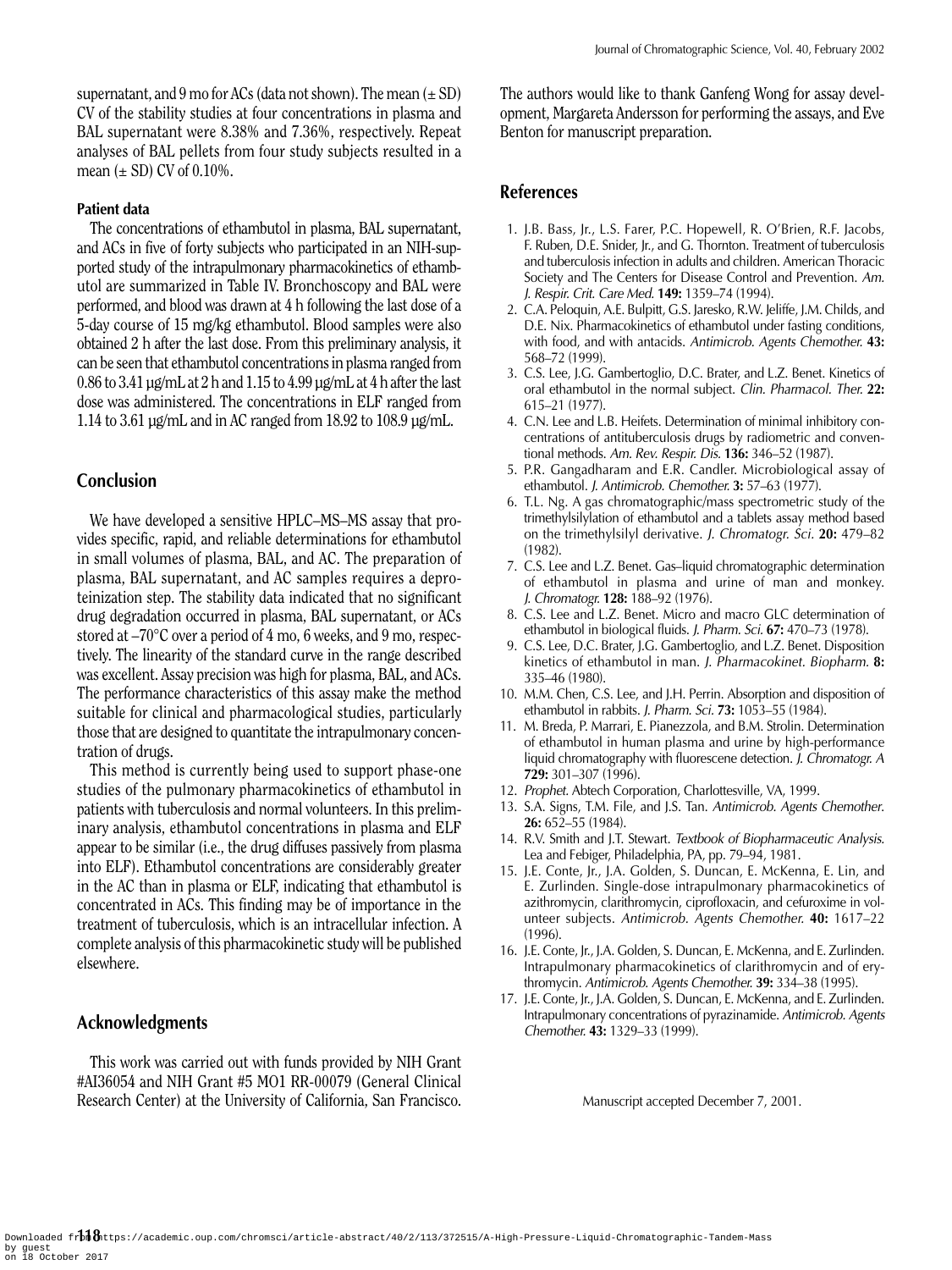supernatant, and 9 mo for ACs (data not shown). The mean (± SD) CV of the stability studies at four concentrations in plasma and BAL supernatant were 8.38% and 7.36%, respectively. Repeat analyses of BAL pellets from four study subjects resulted in a mean (± SD) CV of 0.10%.

### Patient data

The concentrations of ethambutol in plasma, BAL supernatant, and ACs in five of forty subjects who participated in an NIH-supported study of the intrapulmonary pharmacokinetics of ethambutol are summarized in Table IV. Bronchoscopy and BAL were performed, and blood was drawn at 4 h following the last dose of a 5-day course of 15 mg/kg ethambutol. Blood samples were also obtained 2 h after the last dose. From this preliminary analysis, it can be seen that ethambutol concentrations in plasma ranged from 0.86 to 3.41 µg/mL at 2 h and 1.15 to 4.99 µg/mL at 4 h after the last dose was administered. The concentrations in ELF ranged from 1.14 to 3.61 µg/mL and in AC ranged from 18.92 to 108.9 µg/mL.

## Conclusion

We have developed a sensitive HPLC–MS–MS assay that provides specific, rapid, and reliable determinations for ethambutol in small volumes of plasma, BAL, and AC. The preparation of plasma, BAL supernatant, and AC samples requires a deproteinization step. The stability data indicated that no significant drug degradation occurred in plasma, BAL supernatant, or ACs stored at –70°C over a period of 4 mo, 6 weeks, and 9 mo, respectively. The linearity of the standard curve in the range described was excellent. Assay precision was high for plasma, BAL, and ACs. The performance characteristics of this assay make the method suitable for clinical and pharmacological studies, particularly those that are designed to quantitate the intrapulmonary concentration of drugs.

This method is currently being used to support phase-one studies of the pulmonary pharmacokinetics of ethambutol in patients with tuberculosis and normal volunteers. In this preliminary analysis, ethambutol concentrations in plasma and ELF appear to be similar (i.e., the drug diffuses passively from plasma into ELF). Ethambutol concentrations are considerably greater in the AC than in plasma or ELF, indicating that ethambutol is concentrated in ACs. This finding may be of importance in the treatment of tuberculosis, which is an intracellular infection. A complete analysis of this pharmacokinetic study will be published elsewhere.

## Acknowledgments

This work was carried out with funds provided by NIH Grant #AI36054 and NIH Grant #5 MO1 RR-00079 (General Clinical Research Center) at the University of California, San Francisco. The authors would like to thank Ganfeng Wong for assay development, Margareta Andersson for performing the assays, and Eve Benton for manuscript preparation.

## References

1. J.B. Bass, Jr., L.S. Farer, P.C. Hopewell, R. O'Brien, R.F. Jacobs, F. Ruben, D.E. Snider, Jr., and G. Thornton. Treatment of tuberculosis and tuberculosis infection in adults and children. American Thoracic Society and The Centers for Disease Control and Prevention. *Am. J. Respir. Crit. Care Med.* **149:** 1359–74 (1994).
2. C.A. Peloquin, A.E. Bulpitt, G.S. Jaresko, R.W. Jeliffe, J.M. Childs, and D.E. Nix. Pharmacokinetics of ethambutol under fasting conditions, with food, and with antacids. *Antimicrob. Agents Chemother.* **43:** 568–72 (1999).
3. C.S. Lee, J.G. Gambertoglio, D.C. Brater, and L.Z. Benet. Kinetics of oral ethambutol in the normal subject. *Clin. Pharmacol. Ther.* **22:** 615–21 (1977).
4. C.N. Lee and L.B. Heifets. Determination of minimal inhibitory concentrations of antituberculosis drugs by radiometric and conventional methods. *Am. Rev. Respir. Dis.* **136:** 346–52 (1987).
5. P.R. Gangadharam and E.R. Candler. Microbiological assay of ethambutol. *J. Antimicrob. Chemother.* **3:** 57–63 (1977).
6. T.L. Ng. A gas chromatographic/mass spectrometric study of the trimethylsilylation of ethambutol and a tablets assay method based on the trimethylsilyl derivative. *J. Chromatogr. Sci.* **20:** 479–82 (1982).
7. C.S. Lee and L.Z. Benet. Gas–liquid chromatographic determination of ethambutol in plasma and urine of man and monkey. *J. Chromatogr.* **128:** 188–92 (1976).
8. C.S. Lee and L.Z. Benet. Micro and macro GLC determination of ethambutol in biological fluids. *J. Pharm. Sci.* **67:** 470–73 (1978).
9. C.S. Lee, D.C. Brater, J.G. Gambertoglio, and L.Z. Benet. Disposition kinetics of ethambutol in man. *J. Pharmacokinet. Biopharm.* **8:** 335–46 (1980).
10. M.M. Chen, C.S. Lee, and J.H. Perrin. Absorption and disposition of ethambutol in rabbits. *J. Pharm. Sci.* **73:** 1053–55 (1984).
11. M. Breda, P. Marrari, E. Pianezzola, and B.M. Strolin. Determination of ethambutol in human plasma and urine by high-performance liquid chromatography with fluorescene detection. *J. Chromatogr. A* **729:** 301–307 (1996).
12. *Prophet.* Abtech Corporation, Charlottesville, VA, 1999.
13. S.A. Signs, T.M. File, and J.S. Tan. *Antimicrob. Agents Chemother.* **26:** 652–55 (1984).
14. R.V. Smith and J.T. Stewart. *Textbook of Biopharmaceutic Analysis.* Lea and Febiger, Philadelphia, PA, pp. 79–94, 1981.
15. J.E. Conte, Jr., J.A. Golden, S. Duncan, E. McKenna, E. Lin, and E. Zurlinden. Single-dose intrapulmonary pharmacokinetics of azithromycin, clarithromycin, ciprofloxacin, and cefuroxime in volunteer subjects. *Antimicrob. Agents Chemother.* **40:** 1617–22 (1996).
16. J.E. Conte, Jr., J.A. Golden, S. Duncan, E. McKenna, and E. Zurlinden. Intrapulmonary pharmacokinetics of clarithromycin and of erythromycin. *Antimicrob. Agents Chemother.* **39:** 334–38 (1995).
17. J.E. Conte, Jr., J.A. Golden, S. Duncan, E. McKenna, and E. Zurlinden. Intrapulmonary concentrations of pyrazinamide. *Antimicrob. Agents Chemother.* **43:** 1329–33 (1999).

Manuscript accepted December 7, 2001.